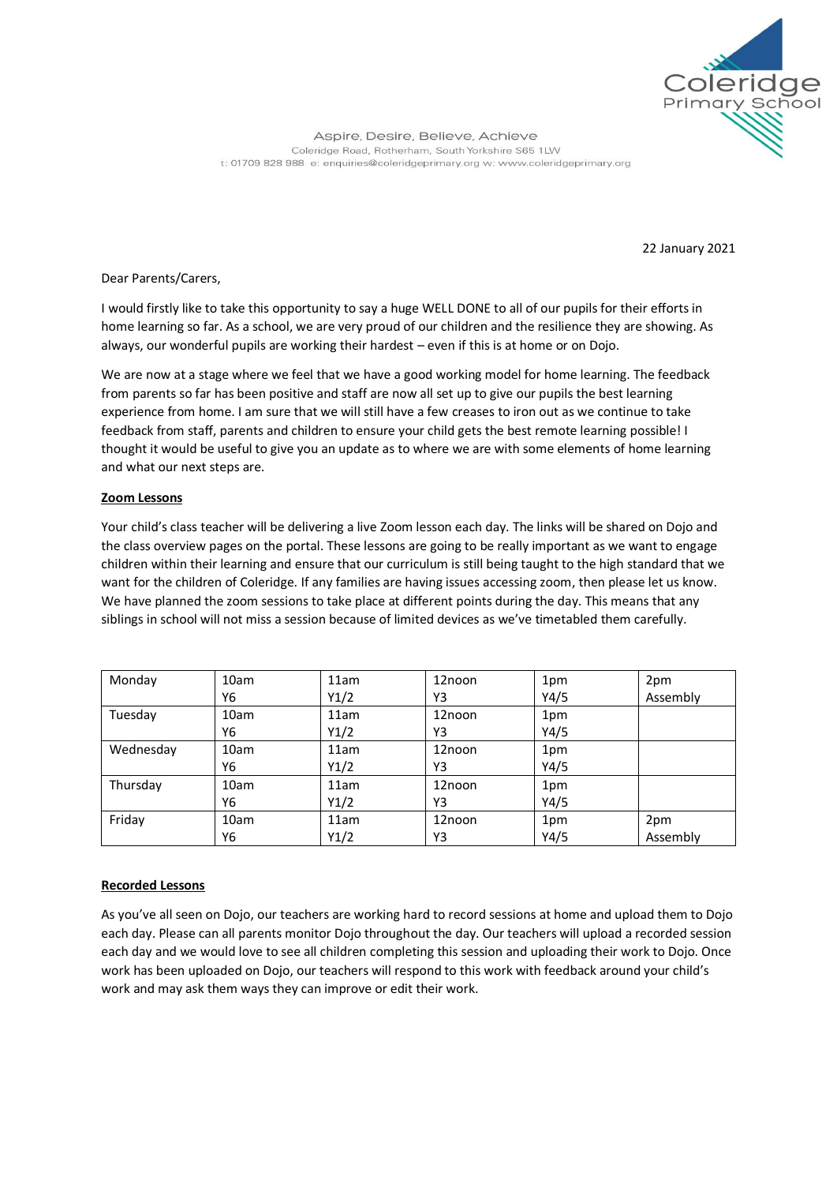Coleridge Primary School

Aspire, Desire, Believe, Achieve
Coleridge Road, Rotherham, South Yorkshire S65 1LW
t: 01709 828 988 e: enquiries@coleridgeprimary.org w: www.coleridgeprimary.org

22 January 2021

Dear Parents/Carers,

I would firstly like to take this opportunity to say a huge WELL DONE to all of our pupils for their efforts in home learning so far. As a school, we are very proud of our children and the resilience they are showing. As always, our wonderful pupils are working their hardest – even if this is at home or on Dojo.

We are now at a stage where we feel that we have a good working model for home learning. The feedback from parents so far has been positive and staff are now all set up to give our pupils the best learning experience from home. I am sure that we will still have a few creases to iron out as we continue to take feedback from staff, parents and children to ensure your child gets the best remote learning possible! I thought it would be useful to give you an update as to where we are with some elements of home learning and what our next steps are.

**Zoom Lessons**

Your child's class teacher will be delivering a live Zoom lesson each day. The links will be shared on Dojo and the class overview pages on the portal. These lessons are going to be really important as we want to engage children within their learning and ensure that our curriculum is still being taught to the high standard that we want for the children of Coleridge. If any families are having issues accessing zoom, then please let us know. We have planned the zoom sessions to take place at different points during the day. This means that any siblings in school will not miss a session because of limited devices as we've timetabled them carefully.

| | | | | | |
|---|---|---|---|---|---|
| Monday | 10am Y6 | 11am Y1/2 | 12noon Y3 | 1pm Y4/5 | 2pm Assembly |
| Tuesday | 10am Y6 | 11am Y1/2 | 12noon Y3 | 1pm Y4/5 | |
| Wednesday | 10am Y6 | 11am Y1/2 | 12noon Y3 | 1pm Y4/5 | |
| Thursday | 10am Y6 | 11am Y1/2 | 12noon Y3 | 1pm Y4/5 | |
| Friday | 10am Y6 | 11am Y1/2 | 12noon Y3 | 1pm Y4/5 | 2pm Assembly |

**Recorded Lessons**

As you've all seen on Dojo, our teachers are working hard to record sessions at home and upload them to Dojo each day. Please can all parents monitor Dojo throughout the day. Our teachers will upload a recorded session each day and we would love to see all children completing this session and uploading their work to Dojo. Once work has been uploaded on Dojo, our teachers will respond to this work with feedback around your child's work and may ask them ways they can improve or edit their work.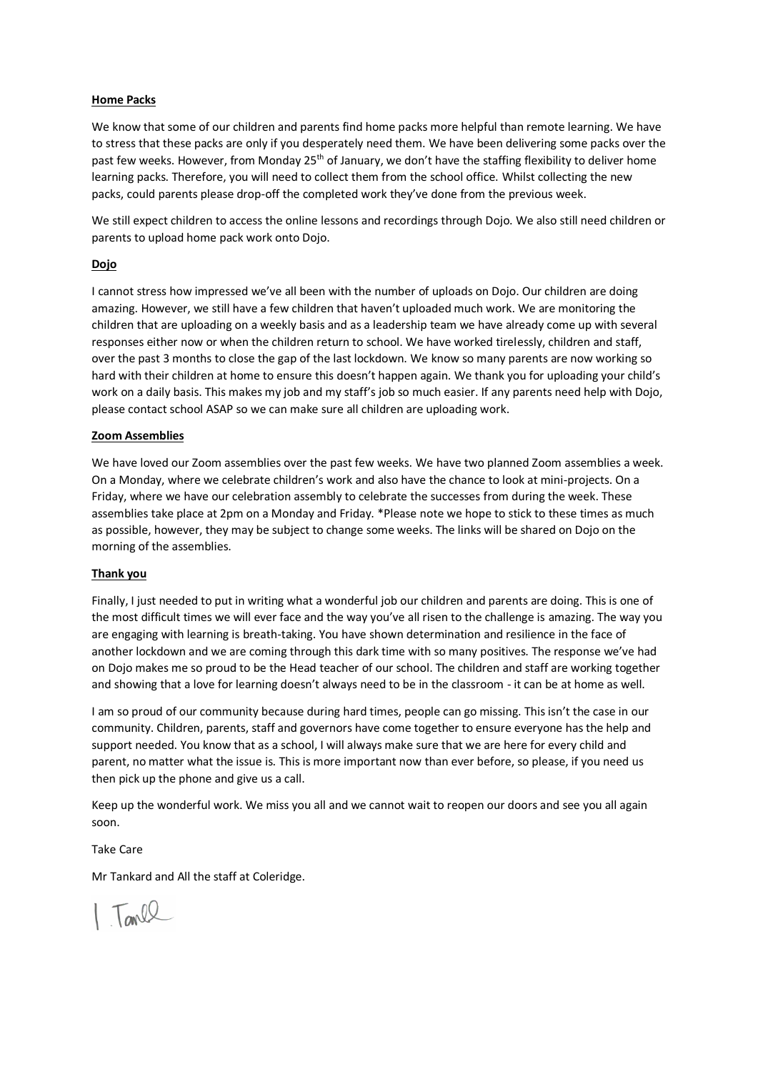**Home Packs**

We know that some of our children and parents find home packs more helpful than remote learning. We have to stress that these packs are only if you desperately need them. We have been delivering some packs over the past few weeks. However, from Monday 25th of January, we don't have the staffing flexibility to deliver home learning packs. Therefore, you will need to collect them from the school office. Whilst collecting the new packs, could parents please drop-off the completed work they've done from the previous week.

We still expect children to access the online lessons and recordings through Dojo. We also still need children or parents to upload home pack work onto Dojo.

**Dojo**

I cannot stress how impressed we've all been with the number of uploads on Dojo. Our children are doing amazing. However, we still have a few children that haven't uploaded much work. We are monitoring the children that are uploading on a weekly basis and as a leadership team we have already come up with several responses either now or when the children return to school. We have worked tirelessly, children and staff, over the past 3 months to close the gap of the last lockdown. We know so many parents are now working so hard with their children at home to ensure this doesn't happen again. We thank you for uploading your child's work on a daily basis. This makes my job and my staff's job so much easier. If any parents need help with Dojo, please contact school ASAP so we can make sure all children are uploading work.

**Zoom Assemblies**

We have loved our Zoom assemblies over the past few weeks. We have two planned Zoom assemblies a week. On a Monday, where we celebrate children's work and also have the chance to look at mini-projects. On a Friday, where we have our celebration assembly to celebrate the successes from during the week. These assemblies take place at 2pm on a Monday and Friday. *Please note we hope to stick to these times as much as possible, however, they may be subject to change some weeks. The links will be shared on Dojo on the morning of the assemblies.

**Thank you**

Finally, I just needed to put in writing what a wonderful job our children and parents are doing. This is one of the most difficult times we will ever face and the way you've all risen to the challenge is amazing. The way you are engaging with learning is breath-taking. You have shown determination and resilience in the face of another lockdown and we are coming through this dark time with so many positives. The response we've had on Dojo makes me so proud to be the Head teacher of our school. The children and staff are working together and showing that a love for learning doesn't always need to be in the classroom - it can be at home as well.

I am so proud of our community because during hard times, people can go missing. This isn't the case in our community. Children, parents, staff and governors have come together to ensure everyone has the help and support needed. You know that as a school, I will always make sure that we are here for every child and parent, no matter what the issue is. This is more important now than ever before, so please, if you need us then pick up the phone and give us a call.

Keep up the wonderful work. We miss you all and we cannot wait to reopen our doors and see you all again soon.

Take Care

Mr Tankard and All the staff at Coleridge.

I. Tankard